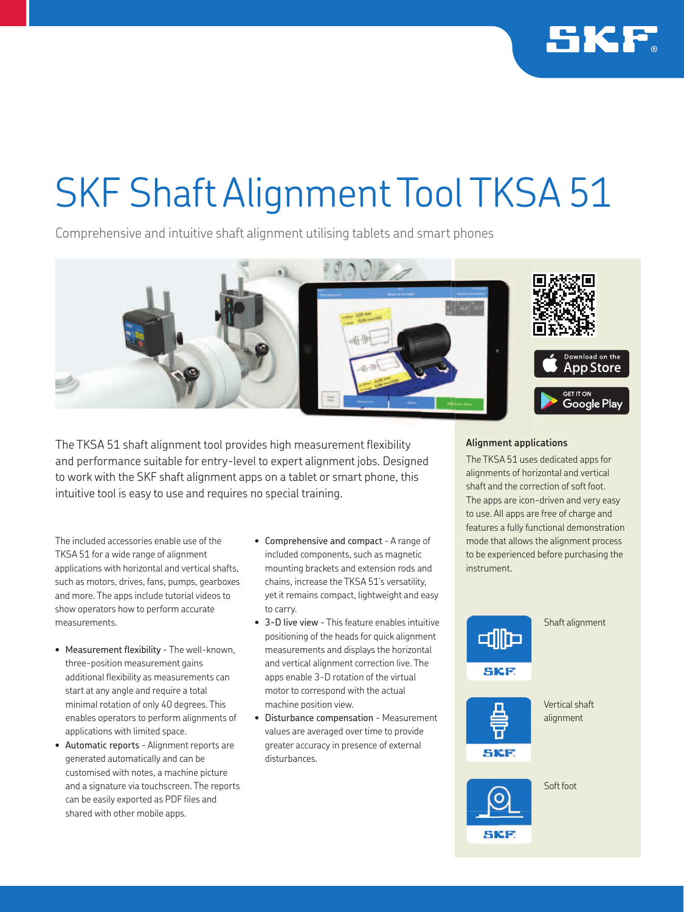# SKF Shaft Alignment Tool TKSA 51

Comprehensive and intuitive shaft alignment utilising tablets and smart phones

The TKSA 51 shaft alignment tool provides high measurement flexibility and performance suitable for entry-level to expert alignment jobs. Designed to work with the SKF shaft alignment apps on a tablet or smart phone, this intuitive tool is easy to use and requires no special training.

The included accessories enable use of the TKSA 51 for a wide range of alignment applications with horizontal and vertical shafts, such as motors, drives, fans, pumps, gearboxes and more. The apps include tutorial videos to show operators how to perform accurate measurements.

- Measurement flexibility - The well-known, three-position measurement gains additional flexibility as measurements can start at any angle and require a total minimal rotation of only 40 degrees. This enables operators to perform alignments of applications with limited space.
- Automatic reports - Alignment reports are generated automatically and can be customised with notes, a machine picture and a signature via touchscreen. The reports can be easily exported as PDF files and shared with other mobile apps.
- Comprehensive and compact - A range of included components, such as magnetic mounting brackets and extension rods and chains, increase the TKSA 51's versatility, yet it remains compact, lightweight and easy to carry.
- 3-D live view - This feature enables intuitive positioning of the heads for quick alignment measurements and displays the horizontal and vertical alignment correction live. The apps enable 3-D rotation of the virtual motor to correspond with the actual machine position view.
- Disturbance compensation - Measurement values are averaged over time to provide greater accuracy in presence of external disturbances.

Download on the App Store

GET IT ON Google Play

### Alignment applications

The TKSA 51 uses dedicated apps for alignments of horizontal and vertical shaft and the correction of soft foot. The apps are icon-driven and very easy to use. All apps are free of charge and features a fully functional demonstration mode that allows the alignment process to be experienced before purchasing the instrument.

Shaft alignment

Vertical shaft alignment

Soft foot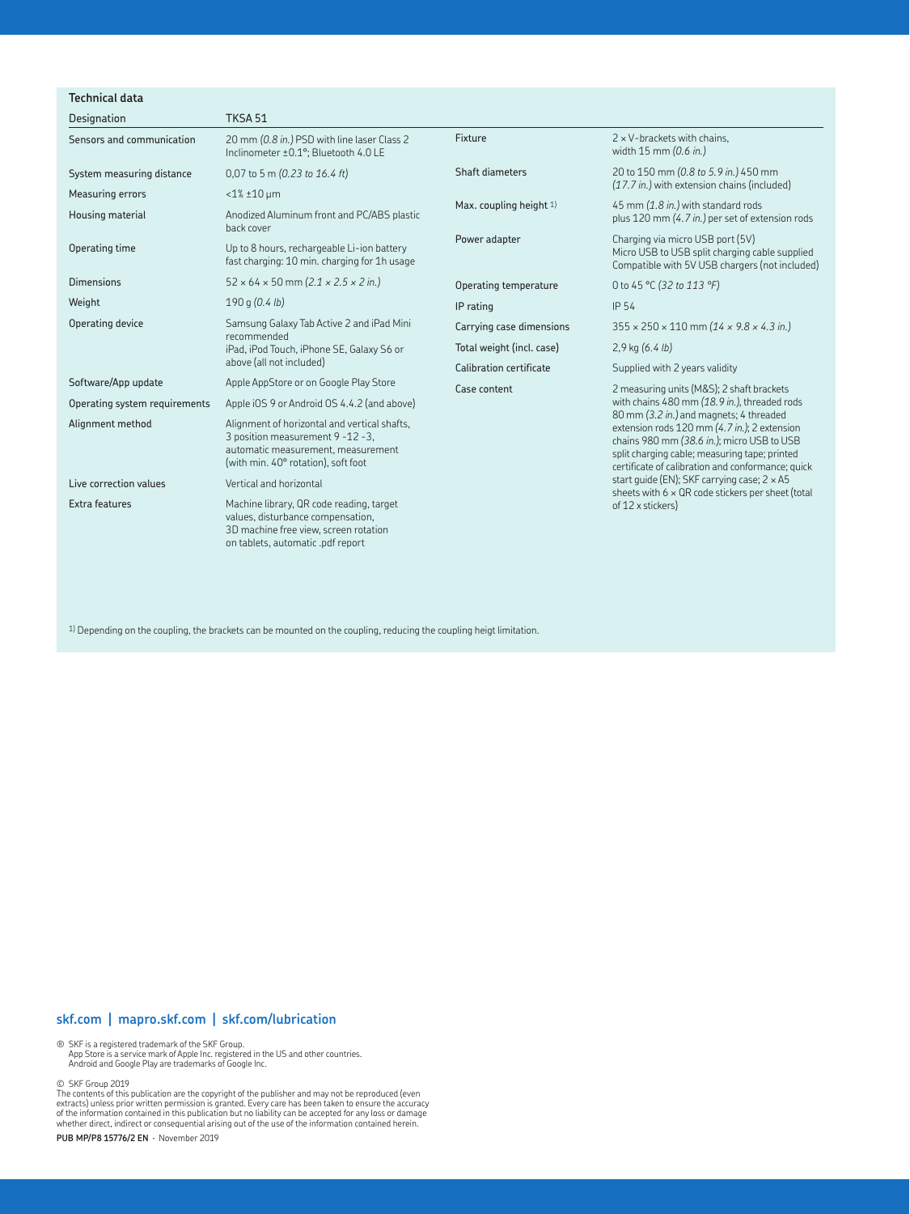## Technical data

| Designation | TKSA 51 |
|---|---|
| Sensors and communication | 20 mm *(0.8 in.)* PSD with line laser Class 2 Inclinometer ±0.1°; Bluetooth 4.0 LE |
| System measuring distance | 0,07 to 5 m *(0.23 to 16.4 ft)* |
| Measuring errors | <1% ±10 µm |
| Housing material | Anodized Aluminum front and PC/ABS plastic back cover |
| Operating time | Up to 8 hours, rechargeable Li-ion battery fast charging: 10 min. charging for 1h usage |
| Dimensions | 52 × 64 × 50 mm *(2.1 × 2.5 × 2 in.)* |
| Weight | 190 g *(0.4 lb)* |
| Operating device | Samsung Galaxy Tab Active 2 and iPad Mini recommended iPad, iPod Touch, iPhone SE, Galaxy S6 or above (all not included) |
| Software/App update | Apple AppStore or on Google Play Store |
| Operating system requirements | Apple iOS 9 or Android OS 4.4.2 (and above) |
| Alignment method | Alignment of horizontal and vertical shafts, 3 position measurement 9 -12 -3, automatic measurement, measurement (with min. 40° rotation), soft foot |
| Live correction values | Vertical and horizontal |
| Extra features | Machine library, QR code reading, target values, disturbance compensation, 3D machine free view, screen rotation on tablets, automatic .pdf report |
| Fixture | 2 × V-brackets with chains, width 15 mm *(0.6 in.)* |
| Shaft diameters | 20 to 150 mm *(0.8 to 5.9 in.)* 450 mm *(17.7 in.)* with extension chains (included) |
| Max. coupling height [1] | 45 mm *(1.8 in.)* with standard rods plus 120 mm *(4.7 in.)* per set of extension rods |
| Power adapter | Charging via micro USB port (5V) Micro USB to USB split charging cable supplied Compatible with 5V USB chargers (not included) |
| Operating temperature | 0 to 45 °C *(32 to 113 °F)* |
| IP rating | IP 54 |
| Carrying case dimensions | 355 × 250 × 110 mm *(14 × 9.8 × 4.3 in.)* |
| Total weight (incl. case) | 2,9 kg *(6.4 lb)* |
| Calibration certificate | Supplied with 2 years validity |
| Case content | 2 measuring units (M&S); 2 shaft brackets with chains 480 mm *(18.9 in.)*, threaded rods 80 mm *(3.2 in.)* and magnets; 4 threaded extension rods 120 mm *(4.7 in.)*; 2 extension chains 980 mm *(38.6 in.)*; micro USB to USB split charging cable; measuring tape; printed certificate of calibration and conformance; quick start guide (EN); SKF carrying case; 2 × A5 sheets with 6 × QR code stickers per sheet (total of 12 x stickers) |

[1] Depending on the coupling, the brackets can be mounted on the coupling, reducing the coupling heigt limitation.

**skf.com | mapro.skf.com | skf.com/lubrication**

® SKF is a registered trademark of the SKF Group.
App Store is a service mark of Apple Inc. registered in the US and other countries.
Android and Google Play are trademarks of Google Inc.

© SKF Group 2019
The contents of this publication are the copyright of the publisher and may not be reproduced (even extracts) unless prior written permission is granted. Every care has been taken to ensure the accuracy of the information contained in this publication but no liability can be accepted for any loss or damage whether direct, indirect or consequential arising out of the use of the information contained herein.

**PUB MP/P8 15776/2 EN** · November 2019